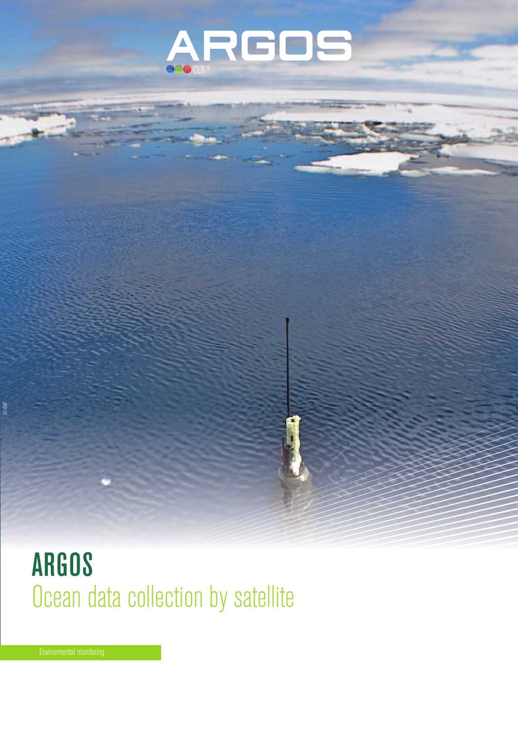# ARGOS

## Ocean data collection by satellite

Environmental monitoring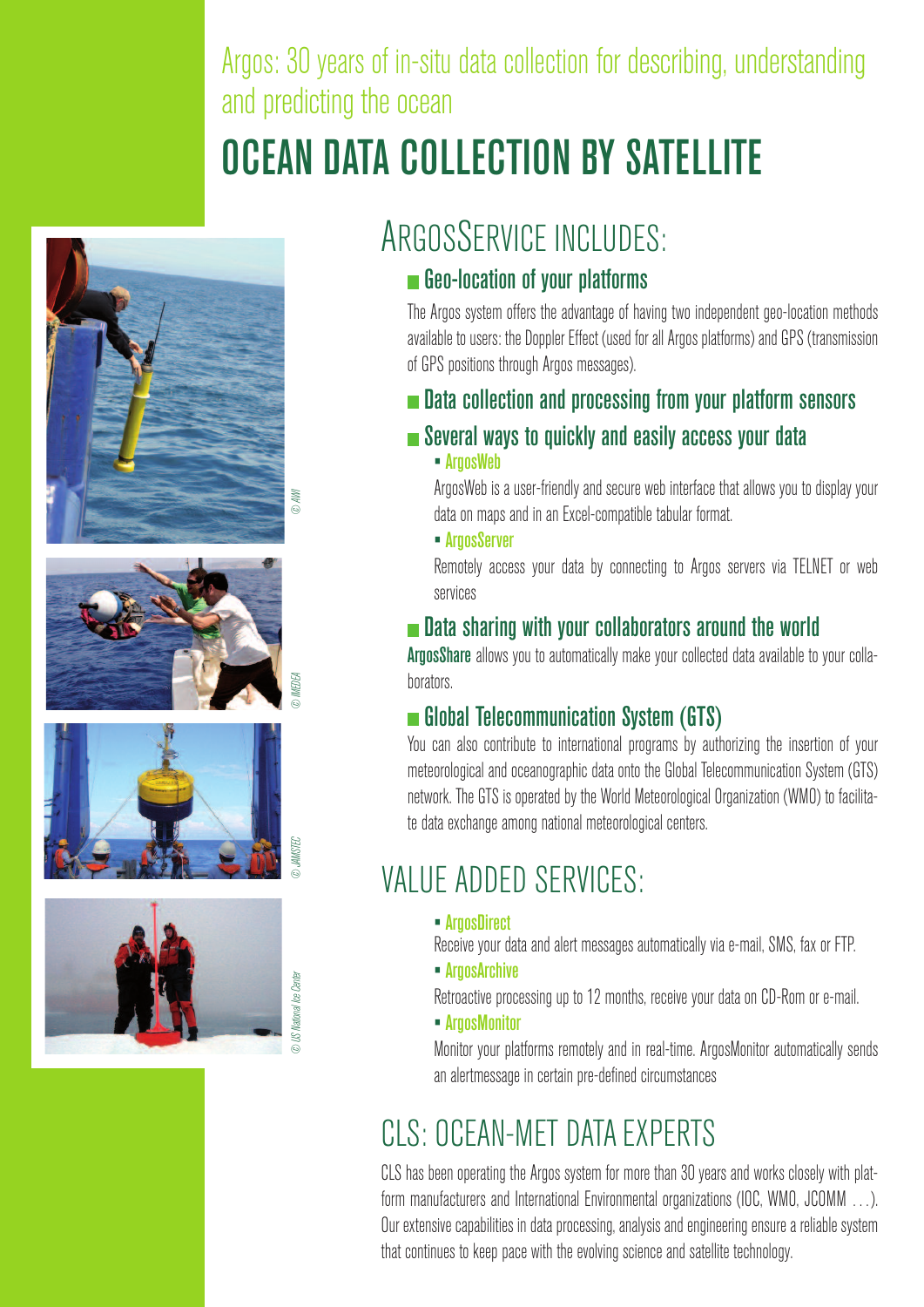Argos: 30 years of in-situ data collection for describing, understanding and predicting the ocean

# OCEAN DATA COLLECTION BY SATELLITE

© AWI

© MEDEA

© JAMSTEC

© US National Ice Center

## ARGOSSERVICE INCLUDES:

### Geo-location of your platforms

The Argos system offers the advantage of having two independent geo-location methods available to users: the Doppler Effect (used for all Argos platforms) and GPS (transmission of GPS positions through Argos messages).

### Data collection and processing from your platform sensors

### Several ways to quickly and easily access your data

- **ArgosWeb**

ArgosWeb is a user-friendly and secure web interface that allows you to display your data on maps and in an Excel-compatible tabular format.

- **ArgosServer**

Remotely access your data by connecting to Argos servers via TELNET or web services

### Data sharing with your collaborators around the world

**ArgosShare** allows you to automatically make your collected data available to your collaborators.

### Global Telecommunication System (GTS)

You can also contribute to international programs by authorizing the insertion of your meteorological and oceanographic data onto the Global Telecommunication System (GTS) network. The GTS is operated by the World Meteorological Organization (WMO) to facilitate data exchange among national meteorological centers.

## VALUE ADDED SERVICES:

- **ArgosDirect**

Receive your data and alert messages automatically via e-mail, SMS, fax or FTP.

- **ArgosArchive**

Retroactive processing up to 12 months, receive your data on CD-Rom or e-mail.

- **ArgosMonitor**

Monitor your platforms remotely and in real-time. ArgosMonitor automatically sends an alertmessage in certain pre-defined circumstances

## CLS: OCEAN-MET DATA EXPERTS

CLS has been operating the Argos system for more than 30 years and works closely with platform manufacturers and International Environmental organizations (IOC, WMO, JCOMM ...). Our extensive capabilities in data processing, analysis and engineering ensure a reliable system that continues to keep pace with the evolving science and satellite technology.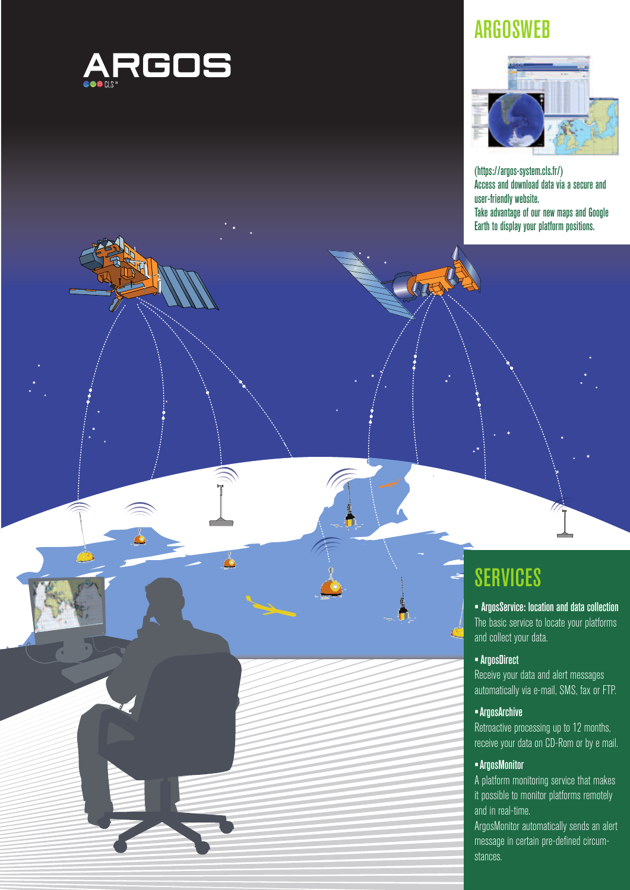# ARGOS

## ARGOSWEB

(https://argos-system.cls.fr/)
Access and download data via a secure and user-friendly website.
Take advantage of our new maps and Google Earth to display your platform positions.

## SERVICES

- **ArgosService: location and data collection**
  The basic service to locate your platforms and collect your data.
- **ArgosDirect**
  Receive your data and alert messages automatically via e-mail, SMS, fax or FTP.
- **ArgosArchive**
  Retroactive processing up to 12 months, receive your data on CD-Rom or by e mail.
- **ArgosMonitor**
  A platform monitoring service that makes it possible to monitor platforms remotely and in real-time.
  ArgosMonitor automatically sends an alert message in certain pre-defined circumstances.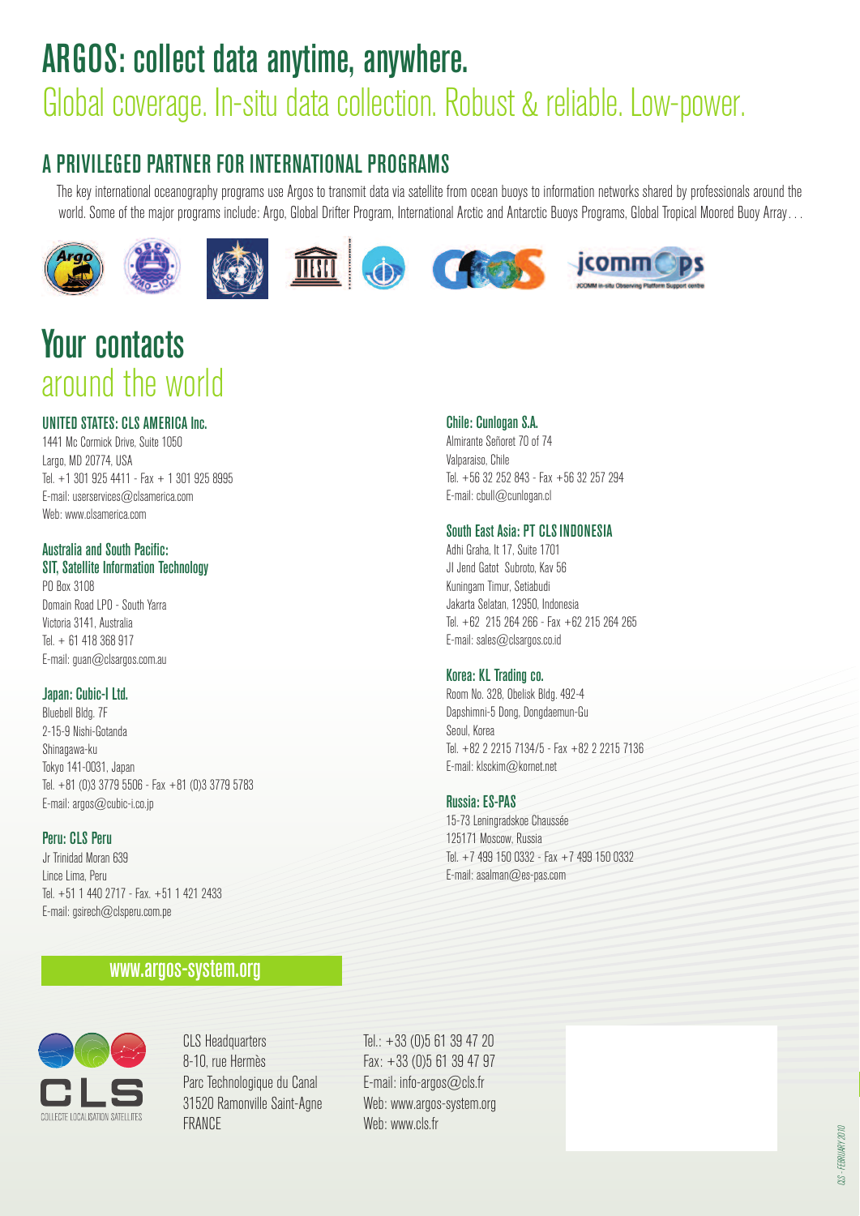# ARGOS: collect data anytime, anywhere.

Global coverage. In-situ data collection. Robust & reliable. Low-power.

## A PRIVILEGED PARTNER FOR INTERNATIONAL PROGRAMS

The key international oceanography programs use Argos to transmit data via satellite from ocean buoys to information networks shared by professionals around the world. Some of the major programs include: Argo, Global Drifter Program, International Arctic and Antarctic Buoys Programs, Global Tropical Moored Buoy Array...

# Your contacts around the world

**UNITED STATES: CLS AMERICA Inc.**
1441 Mc Cormick Drive, Suite 1050
Largo, MD 20774, USA
Tel. +1 301 925 4411 - Fax + 1 301 925 8995
E-mail: userservices@clsamerica.com
Web: www.clsamerica.com

**Australia and South Pacific: SIT, Satellite Information Technology**
PO Box 3108
Domain Road LPO - South Yarra
Victoria 3141, Australia
Tel. + 61 418 368 917
E-mail: guan@clsargos.com.au

**Japan: Cubic-I Ltd.**
Bluebell Bldg. 7F
2-15-9 Nishi-Gotanda
Shinagawa-ku
Tokyo 141-0031, Japan
Tel. +81 (0)3 3779 5506 - Fax +81 (0)3 3779 5783
E-mail: argos@cubic-i.co.jp

**Peru: CLS Peru**
Jr Trinidad Moran 639
Lince Lima, Peru
Tel. +51 1 440 2717 - Fax. +51 1 421 2433
E-mail: gsirech@clsperu.com.pe

**Chile: Cunlogan S.A.**
Almirante Señoret 70 of 74
Valparaiso, Chile
Tel. +56 32 252 843 - Fax +56 32 257 294
E-mail: cbull@cunlogan.cl

**South East Asia: PT CLS INDONESIA**
Adhi Graha, lt 17, Suite 1701
Jl Jend Gatot Subroto, Kav 56
Kuningam Timur, Setiabudi
Jakarta Selatan, 12950, Indonesia
Tel. +62 215 264 266 - Fax +62 215 264 265
E-mail: sales@clsargos.co.id

**Korea: KL Trading co.**
Room No. 328, Obelisk Bldg. 492-4
Dapshimni-5 Dong, Dongdaemun-Gu
Seoul, Korea
Tel. +82 2 2215 7134/5 - Fax +82 2 2215 7136
E-mail: klsckim@kornet.net

**Russia: ES-PAS**
15-73 Leningradskoe Chaussée
125171 Moscow, Russia
Tel. +7 499 150 0332 - Fax +7 499 150 0332
E-mail: asalman@es-pas.com

**www.argos-system.org**

CLS
COLLECTE LOCALISATION SATELLITES

CLS Headquarters
8-10, rue Hermès
Parc Technologique du Canal
31520 Ramonville Saint-Agne
FRANCE

Tel.: +33 (0)5 61 39 47 20
Fax: +33 (0)5 61 39 47 97
E-mail: info-argos@cls.fr
Web: www.argos-system.org
Web: www.cls.fr

CLS - FEBRUARY 2010